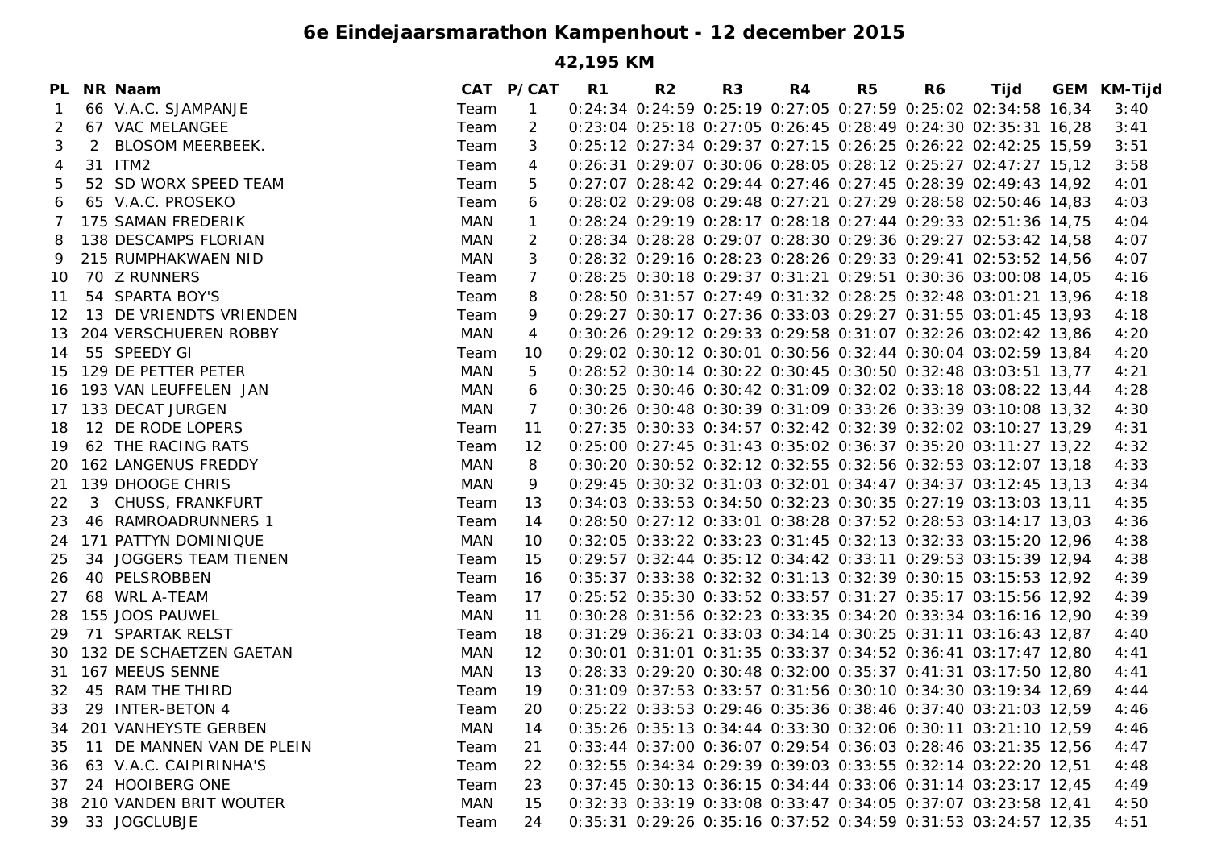# 6e Eindejaarsmarathon Kampenhout - 12 december 2015

## 42,195 KM

| PL | NR | Naam | CAT | P/CAT | R1 | R2 | R3 | R4 | R5 | R6 | Tijd | GEM | KM-Tijd |
|---|---|---|---|---|---|---|---|---|---|---|---|---|---|
| 1 | 66 | V.A.C. SJAMPANJE | Team | 1 | 0:24:34 | 0:24:59 | 0:25:19 | 0:27:05 | 0:27:59 | 0:25:02 | 02:34:58 | 16,34 | 3:40 |
| 2 | 67 | VAC MELANGEE | Team | 2 | 0:23:04 | 0:25:18 | 0:27:05 | 0:26:45 | 0:28:49 | 0:24:30 | 02:35:31 | 16,28 | 3:41 |
| 3 | 2 | BLOSOM MEERBEEK. | Team | 3 | 0:25:12 | 0:27:34 | 0:29:37 | 0:27:15 | 0:26:25 | 0:26:22 | 02:42:25 | 15,59 | 3:51 |
| 4 | 31 | ITM2 | Team | 4 | 0:26:31 | 0:29:07 | 0:30:06 | 0:28:05 | 0:28:12 | 0:25:27 | 02:47:27 | 15,12 | 3:58 |
| 5 | 52 | SD WORX SPEED TEAM | Team | 5 | 0:27:07 | 0:28:42 | 0:29:44 | 0:27:46 | 0:27:45 | 0:28:39 | 02:49:43 | 14,92 | 4:01 |
| 6 | 65 | V.A.C. PROSEKO | Team | 6 | 0:28:02 | 0:29:08 | 0:29:48 | 0:27:21 | 0:27:29 | 0:28:58 | 02:50:46 | 14,83 | 4:03 |
| 7 | 175 | SAMAN FREDERIK | MAN | 1 | 0:28:24 | 0:29:19 | 0:28:17 | 0:28:18 | 0:27:44 | 0:29:33 | 02:51:36 | 14,75 | 4:04 |
| 8 | 138 | DESCAMPS FLORIAN | MAN | 2 | 0:28:34 | 0:28:28 | 0:29:07 | 0:28:30 | 0:29:36 | 0:29:27 | 02:53:42 | 14,58 | 4:07 |
| 9 | 215 | RUMPHAKWAEN NID | MAN | 3 | 0:28:32 | 0:29:16 | 0:28:23 | 0:28:26 | 0:29:33 | 0:29:41 | 02:53:52 | 14,56 | 4:07 |
| 10 | 70 | Z RUNNERS | Team | 7 | 0:28:25 | 0:30:18 | 0:29:37 | 0:31:21 | 0:29:51 | 0:30:36 | 03:00:08 | 14,05 | 4:16 |
| 11 | 54 | SPARTA BOY'S | Team | 8 | 0:28:50 | 0:31:57 | 0:27:49 | 0:31:32 | 0:28:25 | 0:32:48 | 03:01:21 | 13,96 | 4:18 |
| 12 | 13 | DE VRIENDTS VRIENDEN | Team | 9 | 0:29:27 | 0:30:17 | 0:27:36 | 0:33:03 | 0:29:27 | 0:31:55 | 03:01:45 | 13,93 | 4:18 |
| 13 | 204 | VERSCHUEREN ROBBY | MAN | 4 | 0:30:26 | 0:29:12 | 0:29:33 | 0:29:58 | 0:31:07 | 0:32:26 | 03:02:42 | 13,86 | 4:20 |
| 14 | 55 | SPEEDY GI | Team | 10 | 0:29:02 | 0:30:12 | 0:30:01 | 0:30:56 | 0:32:44 | 0:30:04 | 03:02:59 | 13,84 | 4:20 |
| 15 | 129 | DE PETTER PETER | MAN | 5 | 0:28:52 | 0:30:14 | 0:30:22 | 0:30:45 | 0:30:50 | 0:32:48 | 03:03:51 | 13,77 | 4:21 |
| 16 | 193 | VAN LEUFFELEN JAN | MAN | 6 | 0:30:25 | 0:30:46 | 0:30:42 | 0:31:09 | 0:32:02 | 0:33:18 | 03:08:22 | 13,44 | 4:28 |
| 17 | 133 | DECAT JURGEN | MAN | 7 | 0:30:26 | 0:30:48 | 0:30:39 | 0:31:09 | 0:33:26 | 0:33:39 | 03:10:08 | 13,32 | 4:30 |
| 18 | 12 | DE RODE LOPERS | Team | 11 | 0:27:35 | 0:30:33 | 0:34:57 | 0:32:42 | 0:32:39 | 0:32:02 | 03:10:27 | 13,29 | 4:31 |
| 19 | 62 | THE RACING RATS | Team | 12 | 0:25:00 | 0:27:45 | 0:31:43 | 0:35:02 | 0:36:37 | 0:35:20 | 03:11:27 | 13,22 | 4:32 |
| 20 | 162 | LANGENUS FREDDY | MAN | 8 | 0:30:20 | 0:30:52 | 0:32:12 | 0:32:55 | 0:32:56 | 0:32:53 | 03:12:07 | 13,18 | 4:33 |
| 21 | 139 | DHOOGE CHRIS | MAN | 9 | 0:29:45 | 0:30:32 | 0:31:03 | 0:32:01 | 0:34:47 | 0:34:37 | 03:12:45 | 13,13 | 4:34 |
| 22 | 3 | CHUSS, FRANKFURT | Team | 13 | 0:34:03 | 0:33:53 | 0:34:50 | 0:32:23 | 0:30:35 | 0:27:19 | 03:13:03 | 13,11 | 4:35 |
| 23 | 46 | RAMROADRUNNERS 1 | Team | 14 | 0:28:50 | 0:27:12 | 0:33:01 | 0:38:28 | 0:37:52 | 0:28:53 | 03:14:17 | 13,03 | 4:36 |
| 24 | 171 | PATTYN DOMINIQUE | MAN | 10 | 0:32:05 | 0:33:22 | 0:33:23 | 0:31:45 | 0:32:13 | 0:32:33 | 03:15:20 | 12,96 | 4:38 |
| 25 | 34 | JOGGERS TEAM TIENEN | Team | 15 | 0:29:57 | 0:32:44 | 0:35:12 | 0:34:42 | 0:33:11 | 0:29:53 | 03:15:39 | 12,94 | 4:38 |
| 26 | 40 | PELSROBBEN | Team | 16 | 0:35:37 | 0:33:38 | 0:32:32 | 0:31:13 | 0:32:39 | 0:30:15 | 03:15:53 | 12,92 | 4:39 |
| 27 | 68 | WRL A-TEAM | Team | 17 | 0:25:52 | 0:35:30 | 0:33:52 | 0:33:57 | 0:31:27 | 0:35:17 | 03:15:56 | 12,92 | 4:39 |
| 28 | 155 | JOOS PAUWEL | MAN | 11 | 0:30:28 | 0:31:56 | 0:32:23 | 0:33:35 | 0:34:20 | 0:33:34 | 03:16:16 | 12,90 | 4:39 |
| 29 | 71 | SPARTAK RELST | Team | 18 | 0:31:29 | 0:36:21 | 0:33:03 | 0:34:14 | 0:30:25 | 0:31:11 | 03:16:43 | 12,87 | 4:40 |
| 30 | 132 | DE SCHAETZEN GAETAN | MAN | 12 | 0:30:01 | 0:31:01 | 0:31:35 | 0:33:37 | 0:34:52 | 0:36:41 | 03:17:47 | 12,80 | 4:41 |
| 31 | 167 | MEEUS SENNE | MAN | 13 | 0:28:33 | 0:29:20 | 0:30:48 | 0:32:00 | 0:35:37 | 0:41:31 | 03:17:50 | 12,80 | 4:41 |
| 32 | 45 | RAM THE THIRD | Team | 19 | 0:31:09 | 0:37:53 | 0:33:57 | 0:31:56 | 0:30:10 | 0:34:30 | 03:19:34 | 12,69 | 4:44 |
| 33 | 29 | INTER-BETON 4 | Team | 20 | 0:25:22 | 0:33:53 | 0:29:46 | 0:35:36 | 0:38:46 | 0:37:40 | 03:21:03 | 12,59 | 4:46 |
| 34 | 201 | VANHEYSTE GERBEN | MAN | 14 | 0:35:26 | 0:35:13 | 0:34:44 | 0:33:30 | 0:32:06 | 0:30:11 | 03:21:10 | 12,59 | 4:46 |
| 35 | 11 | DE MANNEN VAN DE PLEIN | Team | 21 | 0:33:44 | 0:37:00 | 0:36:07 | 0:29:54 | 0:36:03 | 0:28:46 | 03:21:35 | 12,56 | 4:47 |
| 36 | 63 | V.A.C. CAIPIRINHA'S | Team | 22 | 0:32:55 | 0:34:34 | 0:29:39 | 0:39:03 | 0:33:55 | 0:32:14 | 03:22:20 | 12,51 | 4:48 |
| 37 | 24 | HOOIBERG ONE | Team | 23 | 0:37:45 | 0:30:13 | 0:36:15 | 0:34:44 | 0:33:06 | 0:31:14 | 03:23:17 | 12,45 | 4:49 |
| 38 | 210 | VANDEN BRIT WOUTER | MAN | 15 | 0:32:33 | 0:33:19 | 0:33:08 | 0:33:47 | 0:34:05 | 0:37:07 | 03:23:58 | 12,41 | 4:50 |
| 39 | 33 | JOGCLUBJE | Team | 24 | 0:35:31 | 0:29:26 | 0:35:16 | 0:37:52 | 0:34:59 | 0:31:53 | 03:24:57 | 12,35 | 4:51 |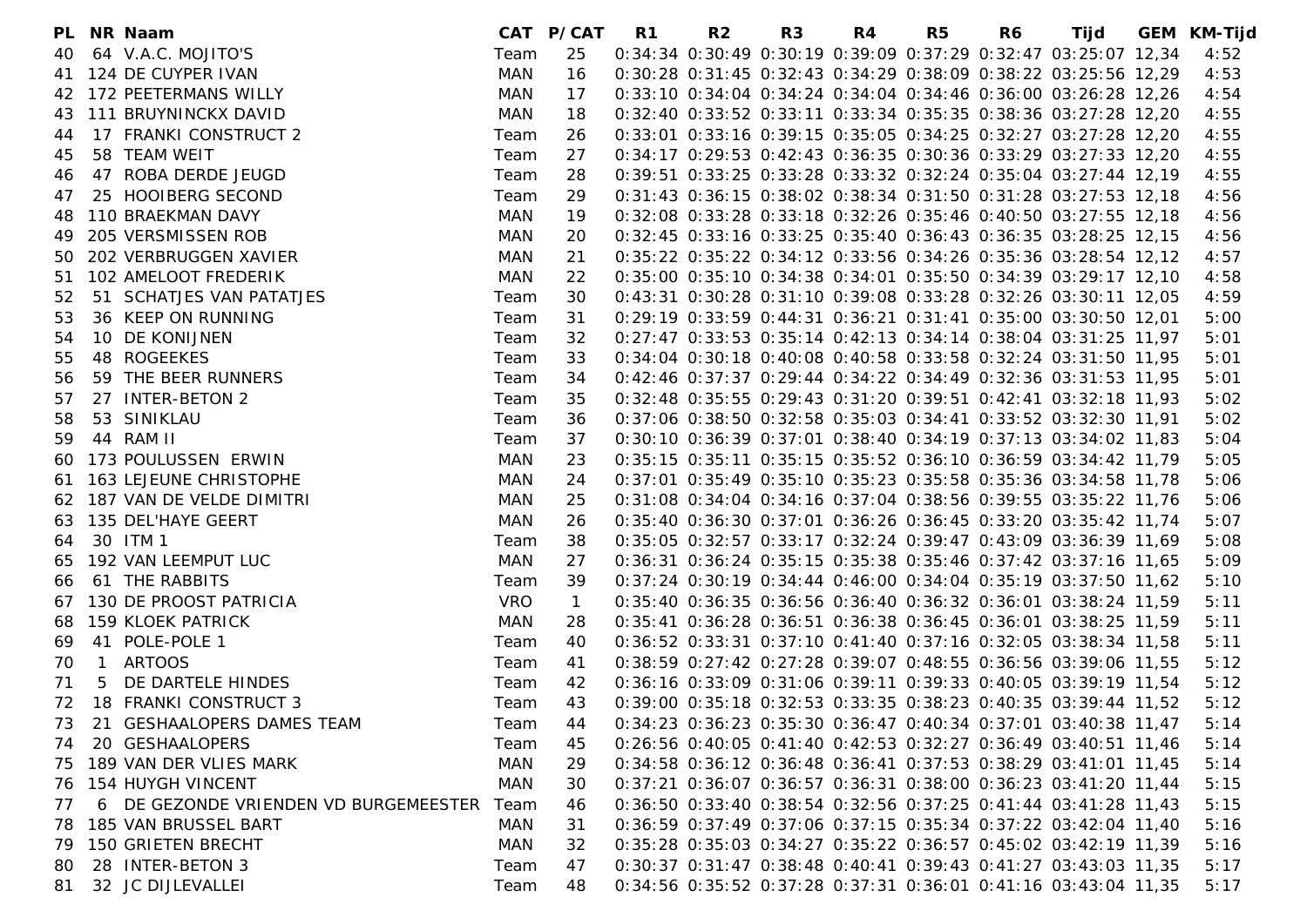| PL | NR | Naam | CAT | P/CAT | R1 | R2 | R3 | R4 | R5 | R6 | Tijd | GEM | KM-Tijd |
|---|---|---|---|---|---|---|---|---|---|---|---|---|---|
| 40 | 64 | V.A.C. MOJITO'S | Team | 25 | 0:34:34 | 0:30:49 | 0:30:19 | 0:39:09 | 0:37:29 | 0:32:47 | 03:25:07 | 12,34 | 4:52 |
| 41 | 124 | DE CUYPER IVAN | MAN | 16 | 0:30:28 | 0:31:45 | 0:32:43 | 0:34:29 | 0:38:09 | 0:38:22 | 03:25:56 | 12,29 | 4:53 |
| 42 | 172 | PEETERMANS WILLY | MAN | 17 | 0:33:10 | 0:34:04 | 0:34:24 | 0:34:04 | 0:34:46 | 0:36:00 | 03:26:28 | 12,26 | 4:54 |
| 43 | 111 | BRUYNINCKX DAVID | MAN | 18 | 0:32:40 | 0:33:52 | 0:33:11 | 0:33:34 | 0:35:35 | 0:38:36 | 03:27:28 | 12,20 | 4:55 |
| 44 | 17 | FRANKI CONSTRUCT 2 | Team | 26 | 0:33:01 | 0:33:16 | 0:39:15 | 0:35:05 | 0:34:25 | 0:32:27 | 03:27:28 | 12,20 | 4:55 |
| 45 | 58 | TEAM WEIT | Team | 27 | 0:34:17 | 0:29:53 | 0:42:43 | 0:36:35 | 0:30:36 | 0:33:29 | 03:27:33 | 12,20 | 4:55 |
| 46 | 47 | ROBA DERDE JEUGD | Team | 28 | 0:39:51 | 0:33:25 | 0:33:28 | 0:33:32 | 0:32:24 | 0:35:04 | 03:27:44 | 12,19 | 4:55 |
| 47 | 25 | HOOIBERG SECOND | Team | 29 | 0:31:43 | 0:36:15 | 0:38:02 | 0:38:34 | 0:31:50 | 0:31:28 | 03:27:53 | 12,18 | 4:56 |
| 48 | 110 | BRAEKMAN DAVY | MAN | 19 | 0:32:08 | 0:33:28 | 0:33:18 | 0:32:26 | 0:35:46 | 0:40:50 | 03:27:55 | 12,18 | 4:56 |
| 49 | 205 | VERSMISSEN ROB | MAN | 20 | 0:32:45 | 0:33:16 | 0:33:25 | 0:35:40 | 0:36:43 | 0:36:35 | 03:28:25 | 12,15 | 4:56 |
| 50 | 202 | VERBRUGGEN XAVIER | MAN | 21 | 0:35:22 | 0:35:22 | 0:34:12 | 0:33:56 | 0:34:26 | 0:35:36 | 03:28:54 | 12,12 | 4:57 |
| 51 | 102 | AMELOOT FREDERIK | MAN | 22 | 0:35:00 | 0:35:10 | 0:34:38 | 0:34:01 | 0:35:50 | 0:34:39 | 03:29:17 | 12,10 | 4:58 |
| 52 | 51 | SCHATJES VAN PATATJES | Team | 30 | 0:43:31 | 0:30:28 | 0:31:10 | 0:39:08 | 0:33:28 | 0:32:26 | 03:30:11 | 12,05 | 4:59 |
| 53 | 36 | KEEP ON RUNNING | Team | 31 | 0:29:19 | 0:33:59 | 0:44:31 | 0:36:21 | 0:31:41 | 0:35:00 | 03:30:50 | 12,01 | 5:00 |
| 54 | 10 | DE KONIJNEN | Team | 32 | 0:27:47 | 0:33:53 | 0:35:14 | 0:42:13 | 0:34:14 | 0:38:04 | 03:31:25 | 11,97 | 5:01 |
| 55 | 48 | ROGEEKES | Team | 33 | 0:34:04 | 0:30:18 | 0:40:08 | 0:40:58 | 0:33:58 | 0:32:24 | 03:31:50 | 11,95 | 5:01 |
| 56 | 59 | THE BEER RUNNERS | Team | 34 | 0:42:46 | 0:37:37 | 0:29:44 | 0:34:22 | 0:34:49 | 0:32:36 | 03:31:53 | 11,95 | 5:01 |
| 57 | 27 | INTER-BETON 2 | Team | 35 | 0:32:48 | 0:35:55 | 0:29:43 | 0:31:20 | 0:39:51 | 0:42:41 | 03:32:18 | 11,93 | 5:02 |
| 58 | 53 | SINIKLAU | Team | 36 | 0:37:06 | 0:38:50 | 0:32:58 | 0:35:03 | 0:34:41 | 0:33:52 | 03:32:30 | 11,91 | 5:02 |
| 59 | 44 | RAM II | Team | 37 | 0:30:10 | 0:36:39 | 0:37:01 | 0:38:40 | 0:34:19 | 0:37:13 | 03:34:02 | 11,83 | 5:04 |
| 60 | 173 | POULUSSEN ERWIN | MAN | 23 | 0:35:15 | 0:35:11 | 0:35:15 | 0:35:52 | 0:36:10 | 0:36:59 | 03:34:42 | 11,79 | 5:05 |
| 61 | 163 | LEJEUNE CHRISTOPHE | MAN | 24 | 0:37:01 | 0:35:49 | 0:35:10 | 0:35:23 | 0:35:58 | 0:35:36 | 03:34:58 | 11,78 | 5:06 |
| 62 | 187 | VAN DE VELDE DIMITRI | MAN | 25 | 0:31:08 | 0:34:04 | 0:34:16 | 0:37:04 | 0:38:56 | 0:39:55 | 03:35:22 | 11,76 | 5:06 |
| 63 | 135 | DEL'HAYE GEERT | MAN | 26 | 0:35:40 | 0:36:30 | 0:37:01 | 0:36:26 | 0:36:45 | 0:33:20 | 03:35:42 | 11,74 | 5:07 |
| 64 | 30 | ITM 1 | Team | 38 | 0:35:05 | 0:32:57 | 0:33:17 | 0:32:24 | 0:39:47 | 0:43:09 | 03:36:39 | 11,69 | 5:08 |
| 65 | 192 | VAN LEEMPUT LUC | MAN | 27 | 0:36:31 | 0:36:24 | 0:35:15 | 0:35:38 | 0:35:46 | 0:37:42 | 03:37:16 | 11,65 | 5:09 |
| 66 | 61 | THE RABBITS | Team | 39 | 0:37:24 | 0:30:19 | 0:34:44 | 0:46:00 | 0:34:04 | 0:35:19 | 03:37:50 | 11,62 | 5:10 |
| 67 | 130 | DE PROOST PATRICIA | VRO | 1 | 0:35:40 | 0:36:35 | 0:36:56 | 0:36:40 | 0:36:32 | 0:36:01 | 03:38:24 | 11,59 | 5:11 |
| 68 | 159 | KLOEK PATRICK | MAN | 28 | 0:35:41 | 0:36:28 | 0:36:51 | 0:36:38 | 0:36:45 | 0:36:01 | 03:38:25 | 11,59 | 5:11 |
| 69 | 41 | POLE-POLE 1 | Team | 40 | 0:36:52 | 0:33:31 | 0:37:10 | 0:41:40 | 0:37:16 | 0:32:05 | 03:38:34 | 11,58 | 5:11 |
| 70 | 1 | ARTOOS | Team | 41 | 0:38:59 | 0:27:42 | 0:27:28 | 0:39:07 | 0:48:55 | 0:36:56 | 03:39:06 | 11,55 | 5:12 |
| 71 | 5 | DE DARTELE HINDES | Team | 42 | 0:36:16 | 0:33:09 | 0:31:06 | 0:39:11 | 0:39:33 | 0:40:05 | 03:39:19 | 11,54 | 5:12 |
| 72 | 18 | FRANKI CONSTRUCT 3 | Team | 43 | 0:39:00 | 0:35:18 | 0:32:53 | 0:33:35 | 0:38:23 | 0:40:35 | 03:39:44 | 11,52 | 5:12 |
| 73 | 21 | GESHAALOPERS DAMES TEAM | Team | 44 | 0:34:23 | 0:36:23 | 0:35:30 | 0:36:47 | 0:40:34 | 0:37:01 | 03:40:38 | 11,47 | 5:14 |
| 74 | 20 | GESHAALOPERS | Team | 45 | 0:26:56 | 0:40:05 | 0:41:40 | 0:42:53 | 0:32:27 | 0:36:49 | 03:40:51 | 11,46 | 5:14 |
| 75 | 189 | VAN DER VLIES MARK | MAN | 29 | 0:34:58 | 0:36:12 | 0:36:48 | 0:36:41 | 0:37:53 | 0:38:29 | 03:41:01 | 11,45 | 5:14 |
| 76 | 154 | HUYGH VINCENT | MAN | 30 | 0:37:21 | 0:36:07 | 0:36:57 | 0:36:31 | 0:38:00 | 0:36:23 | 03:41:20 | 11,44 | 5:15 |
| 77 | 6 | DE GEZONDE VRIENDEN VD BURGEMEESTER | Team | 46 | 0:36:50 | 0:33:40 | 0:38:54 | 0:32:56 | 0:37:25 | 0:41:44 | 03:41:28 | 11,43 | 5:15 |
| 78 | 185 | VAN BRUSSEL BART | MAN | 31 | 0:36:59 | 0:37:49 | 0:37:06 | 0:37:15 | 0:35:34 | 0:37:22 | 03:42:04 | 11,40 | 5:16 |
| 79 | 150 | GRIETEN BRECHT | MAN | 32 | 0:35:28 | 0:35:03 | 0:34:27 | 0:35:22 | 0:36:57 | 0:45:02 | 03:42:19 | 11,39 | 5:16 |
| 80 | 28 | INTER-BETON 3 | Team | 47 | 0:30:37 | 0:31:47 | 0:38:48 | 0:40:41 | 0:39:43 | 0:41:27 | 03:43:03 | 11,35 | 5:17 |
| 81 | 32 | JC DIJLEVALLEI | Team | 48 | 0:34:56 | 0:35:52 | 0:37:28 | 0:37:31 | 0:36:01 | 0:41:16 | 03:43:04 | 11,35 | 5:17 |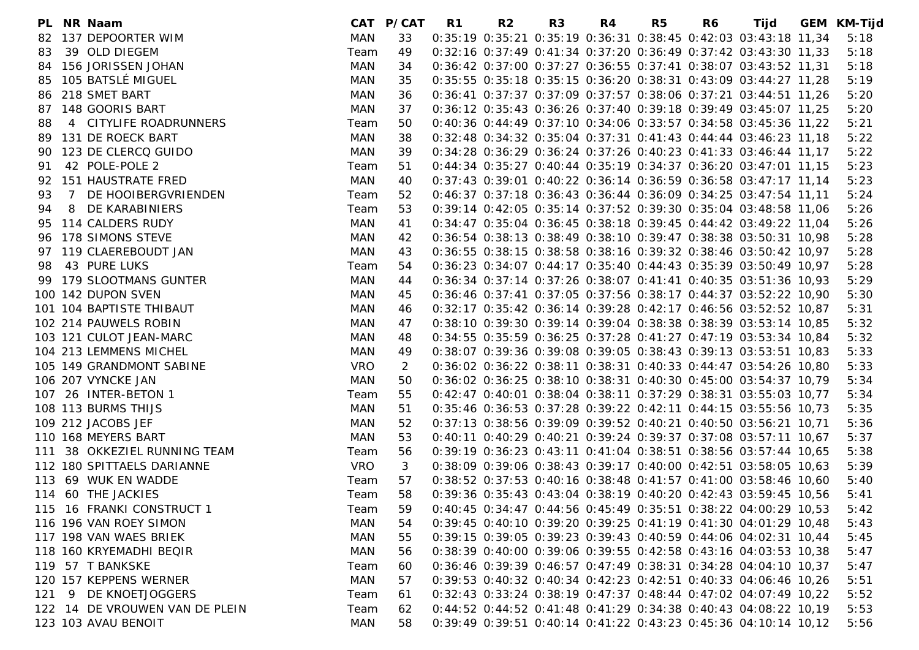| PL | NR | Naam | CAT | P/CAT | R1 | R2 | R3 | R4 | R5 | R6 | Tijd | GEM | KM-Tijd |
|---|---|---|---|---|---|---|---|---|---|---|---|---|---|
| 82 | 137 | DEPOORTER WIM | MAN | 33 | 0:35:19 | 0:35:21 | 0:35:19 | 0:36:31 | 0:38:45 | 0:42:03 | 03:43:18 | 11,34 | 5:18 |
| 83 | 39 | OLD DIEGEM | Team | 49 | 0:32:16 | 0:37:49 | 0:41:34 | 0:37:20 | 0:36:49 | 0:37:42 | 03:43:30 | 11,33 | 5:18 |
| 84 | 156 | JORISSEN JOHAN | MAN | 34 | 0:36:42 | 0:37:00 | 0:37:27 | 0:36:55 | 0:37:41 | 0:38:07 | 03:43:52 | 11,31 | 5:18 |
| 85 | 105 | BATSLÉ MIGUEL | MAN | 35 | 0:35:55 | 0:35:18 | 0:35:15 | 0:36:20 | 0:38:31 | 0:43:09 | 03:44:27 | 11,28 | 5:19 |
| 86 | 218 | SMET BART | MAN | 36 | 0:36:41 | 0:37:37 | 0:37:09 | 0:37:57 | 0:38:06 | 0:37:21 | 03:44:51 | 11,26 | 5:20 |
| 87 | 148 | GOORIS BART | MAN | 37 | 0:36:12 | 0:35:43 | 0:36:26 | 0:37:40 | 0:39:18 | 0:39:49 | 03:45:07 | 11,25 | 5:20 |
| 88 | 4 | CITYLIFE ROADRUNNERS | Team | 50 | 0:40:36 | 0:44:49 | 0:37:10 | 0:34:06 | 0:33:57 | 0:34:58 | 03:45:36 | 11,22 | 5:21 |
| 89 | 131 | DE ROECK BART | MAN | 38 | 0:32:48 | 0:34:32 | 0:35:04 | 0:37:31 | 0:41:43 | 0:44:44 | 03:46:23 | 11,18 | 5:22 |
| 90 | 123 | DE CLERCQ GUIDO | MAN | 39 | 0:34:28 | 0:36:29 | 0:36:24 | 0:37:26 | 0:40:23 | 0:41:33 | 03:46:44 | 11,17 | 5:22 |
| 91 | 42 | POLE-POLE 2 | Team | 51 | 0:44:34 | 0:35:27 | 0:40:44 | 0:35:19 | 0:34:37 | 0:36:20 | 03:47:01 | 11,15 | 5:23 |
| 92 | 151 | HAUSTRATE FRED | MAN | 40 | 0:37:43 | 0:39:01 | 0:40:22 | 0:36:14 | 0:36:59 | 0:36:58 | 03:47:17 | 11,14 | 5:23 |
| 93 | 7 | DE HOOIBERGVRIENDEN | Team | 52 | 0:46:37 | 0:37:18 | 0:36:43 | 0:36:44 | 0:36:09 | 0:34:25 | 03:47:54 | 11,11 | 5:24 |
| 94 | 8 | DE KARABINIERS | Team | 53 | 0:39:14 | 0:42:05 | 0:35:14 | 0:37:52 | 0:39:30 | 0:35:04 | 03:48:58 | 11,06 | 5:26 |
| 95 | 114 | CALDERS RUDY | MAN | 41 | 0:34:47 | 0:35:04 | 0:36:45 | 0:38:18 | 0:39:45 | 0:44:42 | 03:49:22 | 11,04 | 5:26 |
| 96 | 178 | SIMONS STEVE | MAN | 42 | 0:36:54 | 0:38:13 | 0:38:49 | 0:38:10 | 0:39:47 | 0:38:38 | 03:50:31 | 10,98 | 5:28 |
| 97 | 119 | CLAEREBOUDT JAN | MAN | 43 | 0:36:55 | 0:38:15 | 0:38:58 | 0:38:16 | 0:39:32 | 0:38:46 | 03:50:42 | 10,97 | 5:28 |
| 98 | 43 | PURE LUKS | Team | 54 | 0:36:23 | 0:34:07 | 0:44:17 | 0:35:40 | 0:44:43 | 0:35:39 | 03:50:49 | 10,97 | 5:28 |
| 99 | 179 | SLOOTMANS GUNTER | MAN | 44 | 0:36:34 | 0:37:14 | 0:37:26 | 0:38:07 | 0:41:41 | 0:40:35 | 03:51:36 | 10,93 | 5:29 |
| 100 | 142 | DUPON SVEN | MAN | 45 | 0:36:46 | 0:37:41 | 0:37:05 | 0:37:56 | 0:38:17 | 0:44:37 | 03:52:22 | 10,90 | 5:30 |
| 101 | 104 | BAPTISTE THIBAUT | MAN | 46 | 0:32:17 | 0:35:42 | 0:36:14 | 0:39:28 | 0:42:17 | 0:46:56 | 03:52:52 | 10,87 | 5:31 |
| 102 | 214 | PAUWELS ROBIN | MAN | 47 | 0:38:10 | 0:39:30 | 0:39:14 | 0:39:04 | 0:38:38 | 0:38:39 | 03:53:14 | 10,85 | 5:32 |
| 103 | 121 | CULOT JEAN-MARC | MAN | 48 | 0:34:55 | 0:35:59 | 0:36:25 | 0:37:28 | 0:41:27 | 0:47:19 | 03:53:34 | 10,84 | 5:32 |
| 104 | 213 | LEMMENS MICHEL | MAN | 49 | 0:38:07 | 0:39:36 | 0:39:08 | 0:39:05 | 0:38:43 | 0:39:13 | 03:53:51 | 10,83 | 5:33 |
| 105 | 149 | GRANDMONT SABINE | VRO | 2 | 0:36:02 | 0:36:22 | 0:38:11 | 0:38:31 | 0:40:33 | 0:44:47 | 03:54:26 | 10,80 | 5:33 |
| 106 | 207 | VYNCKE JAN | MAN | 50 | 0:36:02 | 0:36:25 | 0:38:10 | 0:38:31 | 0:40:30 | 0:45:00 | 03:54:37 | 10,79 | 5:34 |
| 107 | 26 | INTER-BETON 1 | Team | 55 | 0:42:47 | 0:40:01 | 0:38:04 | 0:38:11 | 0:37:29 | 0:38:31 | 03:55:03 | 10,77 | 5:34 |
| 108 | 113 | BURMS THIJS | MAN | 51 | 0:35:46 | 0:36:53 | 0:37:28 | 0:39:22 | 0:42:11 | 0:44:15 | 03:55:56 | 10,73 | 5:35 |
| 109 | 212 | JACOBS JEF | MAN | 52 | 0:37:13 | 0:38:56 | 0:39:09 | 0:39:52 | 0:40:21 | 0:40:50 | 03:56:21 | 10,71 | 5:36 |
| 110 | 168 | MEYERS BART | MAN | 53 | 0:40:11 | 0:40:29 | 0:40:21 | 0:39:24 | 0:39:37 | 0:37:08 | 03:57:11 | 10,67 | 5:37 |
| 111 | 38 | OKKEZIEL RUNNING TEAM | Team | 56 | 0:39:19 | 0:36:23 | 0:43:11 | 0:41:04 | 0:38:51 | 0:38:56 | 03:57:44 | 10,65 | 5:38 |
| 112 | 180 | SPITTAELS DARIANNE | VRO | 3 | 0:38:09 | 0:39:06 | 0:38:43 | 0:39:17 | 0:40:00 | 0:42:51 | 03:58:05 | 10,63 | 5:39 |
| 113 | 69 | WUK EN WADDE | Team | 57 | 0:38:52 | 0:37:53 | 0:40:16 | 0:38:48 | 0:41:57 | 0:41:00 | 03:58:46 | 10,60 | 5:40 |
| 114 | 60 | THE JACKIES | Team | 58 | 0:39:36 | 0:35:43 | 0:43:04 | 0:38:19 | 0:40:20 | 0:42:43 | 03:59:45 | 10,56 | 5:41 |
| 115 | 16 | FRANKI CONSTRUCT 1 | Team | 59 | 0:40:45 | 0:34:47 | 0:44:56 | 0:45:49 | 0:35:51 | 0:38:22 | 04:00:29 | 10,53 | 5:42 |
| 116 | 196 | VAN ROEY SIMON | MAN | 54 | 0:39:45 | 0:40:10 | 0:39:20 | 0:39:25 | 0:41:19 | 0:41:30 | 04:01:29 | 10,48 | 5:43 |
| 117 | 198 | VAN WAES BRIEK | MAN | 55 | 0:39:15 | 0:39:05 | 0:39:23 | 0:39:43 | 0:40:59 | 0:44:06 | 04:02:31 | 10,44 | 5:45 |
| 118 | 160 | KRYEMADHI BEQIR | MAN | 56 | 0:38:39 | 0:40:00 | 0:39:06 | 0:39:55 | 0:42:58 | 0:43:16 | 04:03:53 | 10,38 | 5:47 |
| 119 | 57 | T BANKSKE | Team | 60 | 0:36:46 | 0:39:39 | 0:46:57 | 0:47:49 | 0:38:31 | 0:34:28 | 04:04:10 | 10,37 | 5:47 |
| 120 | 157 | KEPPENS WERNER | MAN | 57 | 0:39:53 | 0:40:32 | 0:40:34 | 0:42:23 | 0:42:51 | 0:40:33 | 04:06:46 | 10,26 | 5:51 |
| 121 | 9 | DE KNOETJOGGERS | Team | 61 | 0:32:43 | 0:33:24 | 0:38:19 | 0:47:37 | 0:48:44 | 0:47:02 | 04:07:49 | 10,22 | 5:52 |
| 122 | 14 | DE VROUWEN VAN DE PLEIN | Team | 62 | 0:44:52 | 0:44:52 | 0:41:48 | 0:41:29 | 0:34:38 | 0:40:43 | 04:08:22 | 10,19 | 5:53 |
| 123 | 103 | AVAU BENOIT | MAN | 58 | 0:39:49 | 0:39:51 | 0:40:14 | 0:41:22 | 0:43:23 | 0:45:36 | 04:10:14 | 10,12 | 5:56 |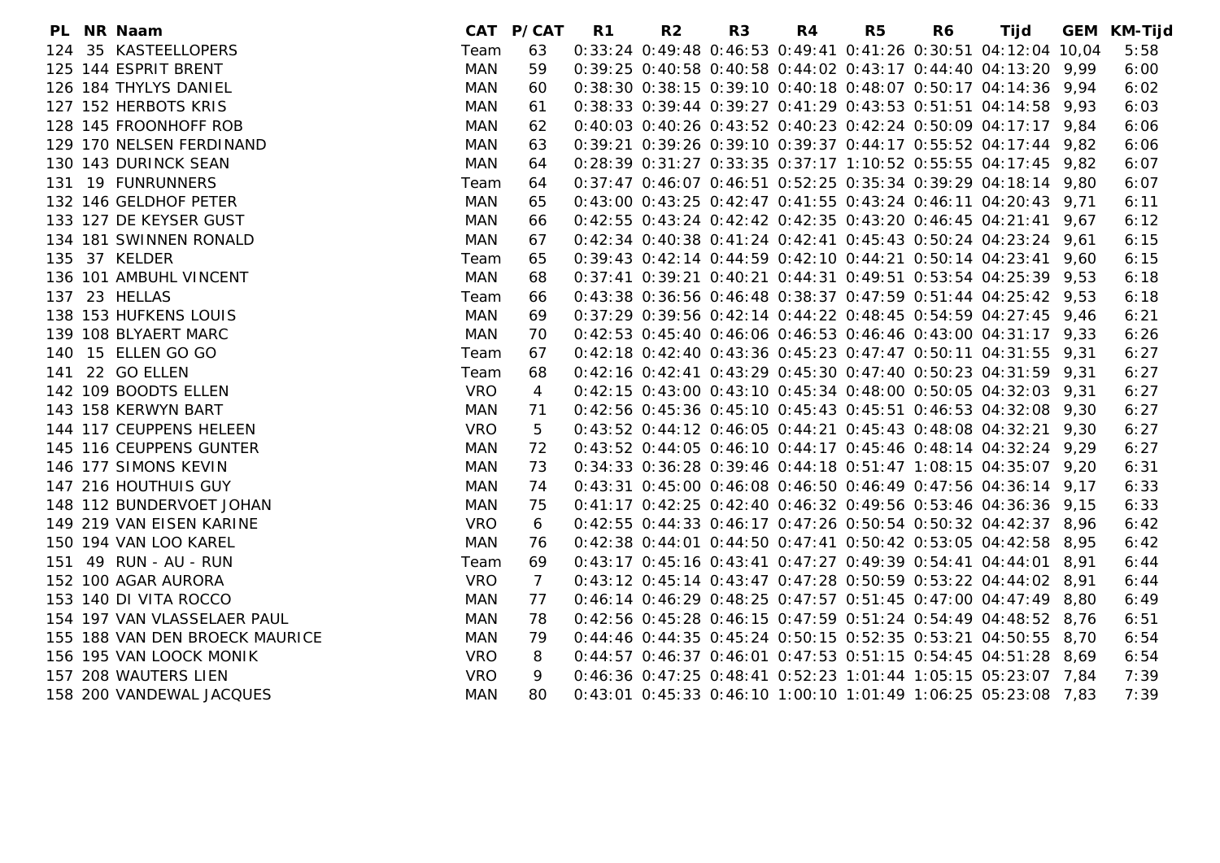| PL | NR | Naam | CAT | P/CAT | R1 | R2 | R3 | R4 | R5 | R6 | Tijd | GEM | KM-Tijd |
|---|---|---|---|---|---|---|---|---|---|---|---|---|---|
| 124 | 35 | KASTEELLOPERS | Team | 63 | 0:33:24 | 0:49:48 | 0:46:53 | 0:49:41 | 0:41:26 | 0:30:51 | 04:12:04 | 10,04 | 5:58 |
| 125 | 144 | ESPRIT BRENT | MAN | 59 | 0:39:25 | 0:40:58 | 0:40:58 | 0:44:02 | 0:43:17 | 0:44:40 | 04:13:20 | 9,99 | 6:00 |
| 126 | 184 | THYLYS DANIEL | MAN | 60 | 0:38:30 | 0:38:15 | 0:39:10 | 0:40:18 | 0:48:07 | 0:50:17 | 04:14:36 | 9,94 | 6:02 |
| 127 | 152 | HERBOTS KRIS | MAN | 61 | 0:38:33 | 0:39:44 | 0:39:27 | 0:41:29 | 0:43:53 | 0:51:51 | 04:14:58 | 9,93 | 6:03 |
| 128 | 145 | FROONHOFF ROB | MAN | 62 | 0:40:03 | 0:40:26 | 0:43:52 | 0:40:23 | 0:42:24 | 0:50:09 | 04:17:17 | 9,84 | 6:06 |
| 129 | 170 | NELSEN FERDINAND | MAN | 63 | 0:39:21 | 0:39:26 | 0:39:10 | 0:39:37 | 0:44:17 | 0:55:52 | 04:17:44 | 9,82 | 6:06 |
| 130 | 143 | DURINCK SEAN | MAN | 64 | 0:28:39 | 0:31:27 | 0:33:35 | 0:37:17 | 1:10:52 | 0:55:55 | 04:17:45 | 9,82 | 6:07 |
| 131 | 19 | FUNRUNNERS | Team | 64 | 0:37:47 | 0:46:07 | 0:46:51 | 0:52:25 | 0:35:34 | 0:39:29 | 04:18:14 | 9,80 | 6:07 |
| 132 | 146 | GELDHOF PETER | MAN | 65 | 0:43:00 | 0:43:25 | 0:42:47 | 0:41:55 | 0:43:24 | 0:46:11 | 04:20:43 | 9,71 | 6:11 |
| 133 | 127 | DE KEYSER GUST | MAN | 66 | 0:42:55 | 0:43:24 | 0:42:42 | 0:42:35 | 0:43:20 | 0:46:45 | 04:21:41 | 9,67 | 6:12 |
| 134 | 181 | SWINNEN RONALD | MAN | 67 | 0:42:34 | 0:40:38 | 0:41:24 | 0:42:41 | 0:45:43 | 0:50:24 | 04:23:24 | 9,61 | 6:15 |
| 135 | 37 | KELDER | Team | 65 | 0:39:43 | 0:42:14 | 0:44:59 | 0:42:10 | 0:44:21 | 0:50:14 | 04:23:41 | 9,60 | 6:15 |
| 136 | 101 | AMBUHL VINCENT | MAN | 68 | 0:37:41 | 0:39:21 | 0:40:21 | 0:44:31 | 0:49:51 | 0:53:54 | 04:25:39 | 9,53 | 6:18 |
| 137 | 23 | HELLAS | Team | 66 | 0:43:38 | 0:36:56 | 0:46:48 | 0:38:37 | 0:47:59 | 0:51:44 | 04:25:42 | 9,53 | 6:18 |
| 138 | 153 | HUFKENS LOUIS | MAN | 69 | 0:37:29 | 0:39:56 | 0:42:14 | 0:44:22 | 0:48:45 | 0:54:59 | 04:27:45 | 9,46 | 6:21 |
| 139 | 108 | BLYAERT MARC | MAN | 70 | 0:42:53 | 0:45:40 | 0:46:06 | 0:46:53 | 0:46:46 | 0:43:00 | 04:31:17 | 9,33 | 6:26 |
| 140 | 15 | ELLEN GO GO | Team | 67 | 0:42:18 | 0:42:40 | 0:43:36 | 0:45:23 | 0:47:47 | 0:50:11 | 04:31:55 | 9,31 | 6:27 |
| 141 | 22 | GO ELLEN | Team | 68 | 0:42:16 | 0:42:41 | 0:43:29 | 0:45:30 | 0:47:40 | 0:50:23 | 04:31:59 | 9,31 | 6:27 |
| 142 | 109 | BOODTS ELLEN | VRO | 4 | 0:42:15 | 0:43:00 | 0:43:10 | 0:45:34 | 0:48:00 | 0:50:05 | 04:32:03 | 9,31 | 6:27 |
| 143 | 158 | KERWYN BART | MAN | 71 | 0:42:56 | 0:45:36 | 0:45:10 | 0:45:43 | 0:45:51 | 0:46:53 | 04:32:08 | 9,30 | 6:27 |
| 144 | 117 | CEUPPENS HELEEN | VRO | 5 | 0:43:52 | 0:44:12 | 0:46:05 | 0:44:21 | 0:45:43 | 0:48:08 | 04:32:21 | 9,30 | 6:27 |
| 145 | 116 | CEUPPENS GUNTER | MAN | 72 | 0:43:52 | 0:44:05 | 0:46:10 | 0:44:17 | 0:45:46 | 0:48:14 | 04:32:24 | 9,29 | 6:27 |
| 146 | 177 | SIMONS KEVIN | MAN | 73 | 0:34:33 | 0:36:28 | 0:39:46 | 0:44:18 | 0:51:47 | 1:08:15 | 04:35:07 | 9,20 | 6:31 |
| 147 | 216 | HOUTHUIS GUY | MAN | 74 | 0:43:31 | 0:45:00 | 0:46:08 | 0:46:50 | 0:46:49 | 0:47:56 | 04:36:14 | 9,17 | 6:33 |
| 148 | 112 | BUNDERVOET JOHAN | MAN | 75 | 0:41:17 | 0:42:25 | 0:42:40 | 0:46:32 | 0:49:56 | 0:53:46 | 04:36:36 | 9,15 | 6:33 |
| 149 | 219 | VAN EISEN KARINE | VRO | 6 | 0:42:55 | 0:44:33 | 0:46:17 | 0:47:26 | 0:50:54 | 0:50:32 | 04:42:37 | 8,96 | 6:42 |
| 150 | 194 | VAN LOO KAREL | MAN | 76 | 0:42:38 | 0:44:01 | 0:44:50 | 0:47:41 | 0:50:42 | 0:53:05 | 04:42:58 | 8,95 | 6:42 |
| 151 | 49 | RUN - AU - RUN | Team | 69 | 0:43:17 | 0:45:16 | 0:43:41 | 0:47:27 | 0:49:39 | 0:54:41 | 04:44:01 | 8,91 | 6:44 |
| 152 | 100 | AGAR AURORA | VRO | 7 | 0:43:12 | 0:45:14 | 0:43:47 | 0:47:28 | 0:50:59 | 0:53:22 | 04:44:02 | 8,91 | 6:44 |
| 153 | 140 | DI VITA ROCCO | MAN | 77 | 0:46:14 | 0:46:29 | 0:48:25 | 0:47:57 | 0:51:45 | 0:47:00 | 04:47:49 | 8,80 | 6:49 |
| 154 | 197 | VAN VLASSELAER PAUL | MAN | 78 | 0:42:56 | 0:45:28 | 0:46:15 | 0:47:59 | 0:51:24 | 0:54:49 | 04:48:52 | 8,76 | 6:51 |
| 155 | 188 | VAN DEN BROECK MAURICE | MAN | 79 | 0:44:46 | 0:44:35 | 0:45:24 | 0:50:15 | 0:52:35 | 0:53:21 | 04:50:55 | 8,70 | 6:54 |
| 156 | 195 | VAN LOOCK MONIK | VRO | 8 | 0:44:57 | 0:46:37 | 0:46:01 | 0:47:53 | 0:51:15 | 0:54:45 | 04:51:28 | 8,69 | 6:54 |
| 157 | 208 | WAUTERS LIEN | VRO | 9 | 0:46:36 | 0:47:25 | 0:48:41 | 0:52:23 | 1:01:44 | 1:05:15 | 05:23:07 | 7,84 | 7:39 |
| 158 | 200 | VANDEWAL JACQUES | MAN | 80 | 0:43:01 | 0:45:33 | 0:46:10 | 1:00:10 | 1:01:49 | 1:06:25 | 05:23:08 | 7,83 | 7:39 |